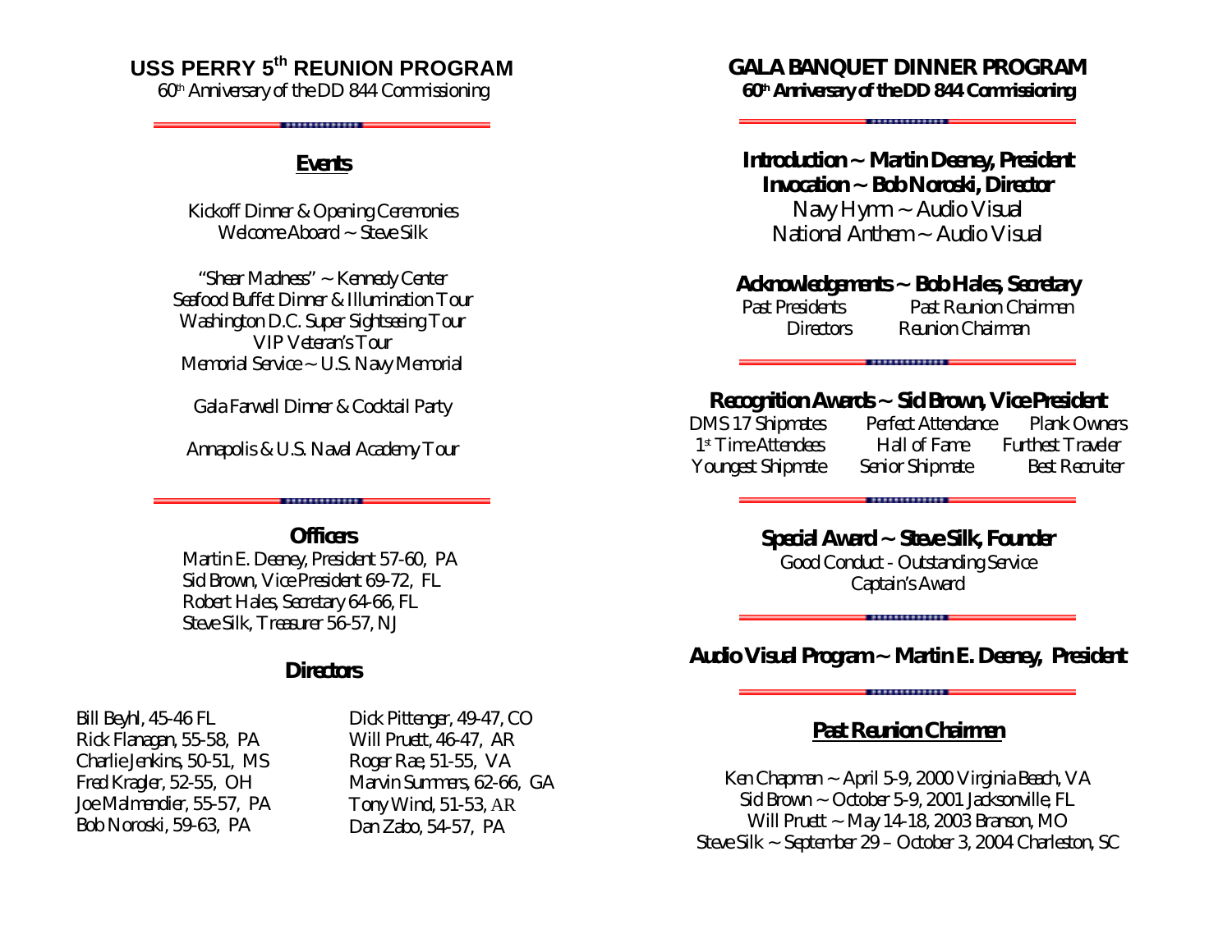# USS PERRY 5th REUNION PROGRAM

60th Anniversary of the DD 844 Commissioning

## Events

Kickoff Dinner & Opening Ceremonies
Welcome Aboard ~ Steve Silk

"Shear Madness" ~ Kennedy Center
Seafood Buffet Dinner & Illumination Tour
Washington D.C. Super Sightseeing Tour
VIP Veteran's Tour
Memorial Service ~ U.S. Navy Memorial

Gala Farwell Dinner & Cocktail Party

Annapolis & U.S. Naval Academy Tour

## Officers

Martin E. Deeney, President 57-60, PA
Sid Brown, Vice President 69-72, FL
Robert Hales, Secretary 64-66, FL
Steve Silk, Treasurer 56-57, NJ

## Directors

Bill Beyhl, 45-46 FL
Rick Flanagan, 55-58, PA
Charlie Jenkins, 50-51, MS
Fred Kragler, 52-55, OH
Joe Malmendier, 55-57, PA
Bob Noroski, 59-63, PA
Dick Pittenger, 49-47, CO
Will Pruett, 46-47, AR
Roger Rae, 51-55, VA
Marvin Summers, 62-66, GA
Tony Wind, 51-53, AR
Dan Zabo, 54-57, PA

# GALA BANQUET DINNER PROGRAM

**60th Anniversary of the DD 844 Commissioning**

**Introduction ~ Martin Deeney, President**
**Invocation ~ Bob Noroski, Director**
Navy Hymn ~ Audio Visual
National Anthem ~ Audio Visual

**Acknowledgements ~ Bob Hales, Secretary**

Past Presidents
Past Reunion Chairmen
Directors
Reunion Chairman

**Recognition Awards ~ Sid Brown, Vice President**

DMS 17 Shipmates
Perfect Attendance
Plank Owners
1st Time Attendees
Hall of Fame
Furthest Traveler
Youngest Shipmate
Senior Shipmate
Best Recruiter

**Special Award ~ Steve Silk, Founder**
Good Conduct - Outstanding Service
Captain's Award

**Audio Visual Program ~ Martin E. Deeney, President**

## Past Reunion Chairmen

Ken Chapman ~ April 5-9, 2000 Virginia Beach, VA
Sid Brown ~ October 5-9, 2001 Jacksonville, FL
Will Pruett ~ May 14-18, 2003 Branson, MO
Steve Silk ~ September 29 – October 3, 2004 Charleston, SC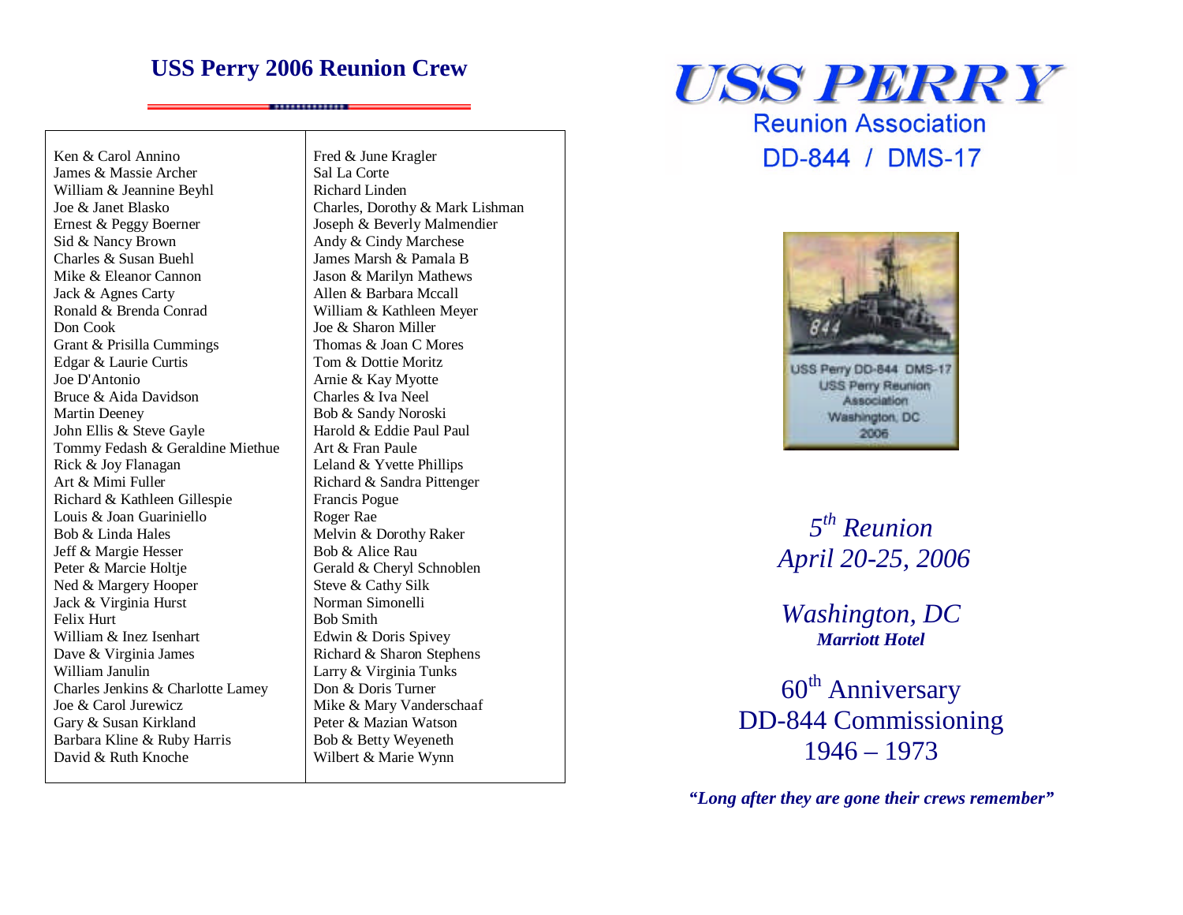## USS Perry 2006 Reunion Crew

| | |
|---|---|
| Ken & Carol Annino | Fred & June Kragler |
| James & Massie Archer | Sal La Corte |
| William & Jeannine Beyhl | Richard Linden |
| Joe & Janet Blasko | Charles, Dorothy & Mark Lishman |
| Ernest & Peggy Boerner | Joseph & Beverly Malmendier |
| Sid & Nancy Brown | Andy & Cindy Marchese |
| Charles & Susan Buehl | James Marsh & Pamala B |
| Mike & Eleanor Cannon | Jason & Marilyn Mathews |
| Jack & Agnes Carty | Allen & Barbara Mccall |
| Ronald & Brenda Conrad | William & Kathleen Meyer |
| Don Cook | Joe & Sharon Miller |
| Grant & Prisilla Cummings | Thomas & Joan C Mores |
| Edgar & Laurie Curtis | Tom & Dottie Moritz |
| Joe D'Antonio | Arnie & Kay Myotte |
| Bruce & Aida Davidson | Charles & Iva Neel |
| Martin Deeney | Bob & Sandy Noroski |
| John Ellis & Steve Gayle | Harold & Eddie Paul Paul |
| Tommy Fedash & Geraldine Miethue | Art & Fran Paule |
| Rick & Joy Flanagan | Leland & Yvette Phillips |
| Art & Mimi Fuller | Richard & Sandra Pittenger |
| Richard & Kathleen Gillespie | Francis Pogue |
| Louis & Joan Guariniello | Roger Rae |
| Bob & Linda Hales | Melvin & Dorothy Raker |
| Jeff & Margie Hesser | Bob & Alice Rau |
| Peter & Marcie Holtje | Gerald & Cheryl Schnoblen |
| Ned & Margery Hooper | Steve & Cathy Silk |
| Jack & Virginia Hurst | Norman Simonelli |
| Felix Hurt | Bob Smith |
| William & Inez Isenhart | Edwin & Doris Spivey |
| Dave & Virginia James | Richard & Sharon Stephens |
| William Janulin | Larry & Virginia Tunks |
| Charles Jenkins & Charlotte Lamey | Don & Doris Turner |
| Joe & Carol Jurewicz | Mike & Mary Vanderschaaf |
| Gary & Susan Kirkland | Peter & Mazian Watson |
| Barbara Kline & Ruby Harris | Bob & Betty Weyeneth |
| David & Ruth Knoche | Wilbert & Marie Wynn |

# USS PERRY

Reunion Association

DD-844 / DMS-17

USS Perry DD-844 DMS-17
USS Perry Reunion Association
Washington, DC
2006

*5th Reunion*
*April 20-25, 2006*

*Washington, DC*
***Marriott Hotel***

60th Anniversary
DD-844 Commissioning
1946 – 1973

***"Long after they are gone their crews remember"***